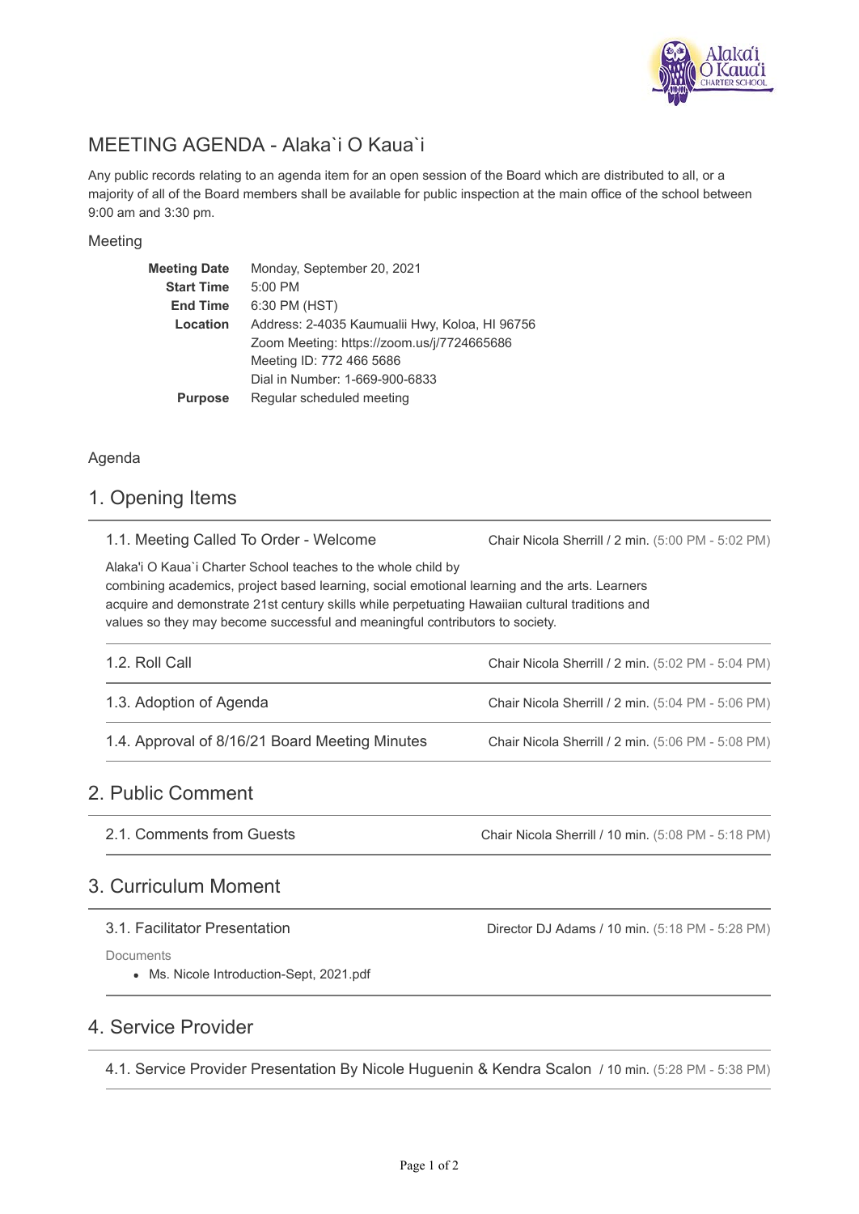# MEETING AGENDA - Alaka`i O Kaua`i

Any public records relating to an agenda item for an open session of the Board which are distributed to all, or a majority of all of the Board members shall be available for public inspection at the main office of the school between 9:00 am and 3:30 pm.

## Meeting

| | |
|---|---|
| **Meeting Date** | Monday, September 20, 2021 |
| **Start Time** | 5:00 PM |
| **End Time** | 6:30 PM (HST) |
| **Location** | Address: 2-4035 Kaumualii Hwy, Koloa, HI 96756<br>Zoom Meeting: https://zoom.us/j/7724665686<br>Meeting ID: 772 466 5686<br>Dial in Number: 1-669-900-6833 |
| **Purpose** | Regular scheduled meeting |

## Agenda

## 1. Opening Items

### 1.1. Meeting Called To Order - Welcome

Chair Nicola Sherrill / 2 min. (5:00 PM - 5:02 PM)

Alaka'i O Kaua`i Charter School teaches to the whole child by combining academics, project based learning, social emotional learning and the arts. Learners acquire and demonstrate 21st century skills while perpetuating Hawaiian cultural traditions and values so they may become successful and meaningful contributors to society.

### 1.2. Roll Call

Chair Nicola Sherrill / 2 min. (5:02 PM - 5:04 PM)

### 1.3. Adoption of Agenda

Chair Nicola Sherrill / 2 min. (5:04 PM - 5:06 PM)

### 1.4. Approval of 8/16/21 Board Meeting Minutes

Chair Nicola Sherrill / 2 min. (5:06 PM - 5:08 PM)

## 2. Public Comment

### 2.1. Comments from Guests

Chair Nicola Sherrill / 10 min. (5:08 PM - 5:18 PM)

## 3. Curriculum Moment

### 3.1. Facilitator Presentation

Director DJ Adams / 10 min. (5:18 PM - 5:28 PM)

Documents

- Ms. Nicole Introduction-Sept, 2021.pdf

## 4. Service Provider

### 4.1. Service Provider Presentation By Nicole Huguenin & Kendra Scalon

/ 10 min. (5:28 PM - 5:38 PM)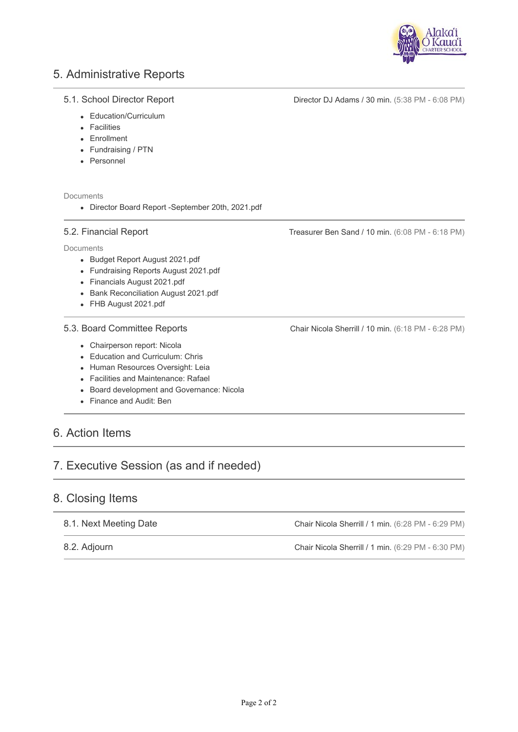## 5. Administrative Reports

### 5.1. School Director Report

Director DJ Adams / 30 min. (5:38 PM - 6:08 PM)

- Education/Curriculum
- Facilities
- Enrollment
- Fundraising / PTN
- Personnel

Documents

- Director Board Report -September 20th, 2021.pdf

### 5.2. Financial Report

Treasurer Ben Sand / 10 min. (6:08 PM - 6:18 PM)

Documents

- Budget Report August 2021.pdf
- Fundraising Reports August 2021.pdf
- Financials August 2021.pdf
- Bank Reconciliation August 2021.pdf
- FHB August 2021.pdf

### 5.3. Board Committee Reports

Chair Nicola Sherrill / 10 min. (6:18 PM - 6:28 PM)

- Chairperson report: Nicola
- Education and Curriculum: Chris
- Human Resources Oversight: Leia
- Facilities and Maintenance: Rafael
- Board development and Governance: Nicola
- Finance and Audit: Ben

## 6. Action Items

## 7. Executive Session (as and if needed)

## 8. Closing Items

### 8.1. Next Meeting Date

Chair Nicola Sherrill / 1 min. (6:28 PM - 6:29 PM)

### 8.2. Adjourn

Chair Nicola Sherrill / 1 min. (6:29 PM - 6:30 PM)